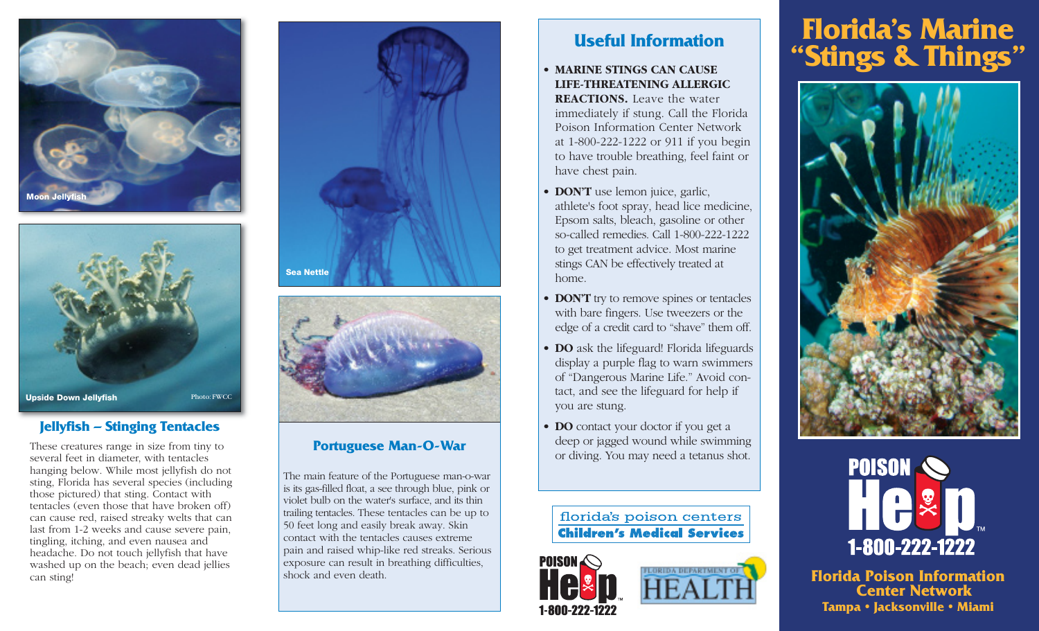Moon Jellyfish

Upside Down Jellyfish

Photo: FWCC

## Jellyfish – Stinging Tentacles

These creatures range in size from tiny to several feet in diameter, with tentacles hanging below. While most jellyfish do not sting, Florida has several species (including those pictured) that sting. Contact with tentacles (even those that have broken off) can cause red, raised streaky welts that can last from 1-2 weeks and cause severe pain, tingling, itching, and even nausea and headache. Do not touch jellyfish that have washed up on the beach; even dead jellies can sting!

Sea Nettle

## Portuguese Man-O-War

The main feature of the Portuguese man-o-war is its gas-filled float, a see through blue, pink or violet bulb on the water's surface, and its thin trailing tentacles. These tentacles can be up to 50 feet long and easily break away. Skin contact with the tentacles causes extreme pain and raised whip-like red streaks. Serious exposure can result in breathing difficulties, shock and even death.

## Useful Information

- **MARINE STINGS CAN CAUSE LIFE-THREATENING ALLERGIC REACTIONS.** Leave the water immediately if stung. Call the Florida Poison Information Center Network at 1-800-222-1222 or 911 if you begin to have trouble breathing, feel faint or have chest pain.
- **DON'T** use lemon juice, garlic, athlete's foot spray, head lice medicine, Epsom salts, bleach, gasoline or other so-called remedies. Call 1-800-222-1222 to get treatment advice. Most marine stings CAN be effectively treated at home.
- **DON'T** try to remove spines or tentacles with bare fingers. Use tweezers or the edge of a credit card to "shave" them off.
- **DO** ask the lifeguard! Florida lifeguards display a purple flag to warn swimmers of "Dangerous Marine Life." Avoid contact, and see the lifeguard for help if you are stung.
- **DO** contact your doctor if you get a deep or jagged wound while swimming or diving. You may need a tetanus shot.

florida's poison centers
**Children's Medical Services**

POISON Help 1-800-222-1222

FLORIDA DEPARTMENT OF HEALTH

# Florida's Marine "Stings & Things"

POISON Help™ 1-800-222-1222

**Florida Poison Information Center Network**
**Tampa • Jacksonville • Miami**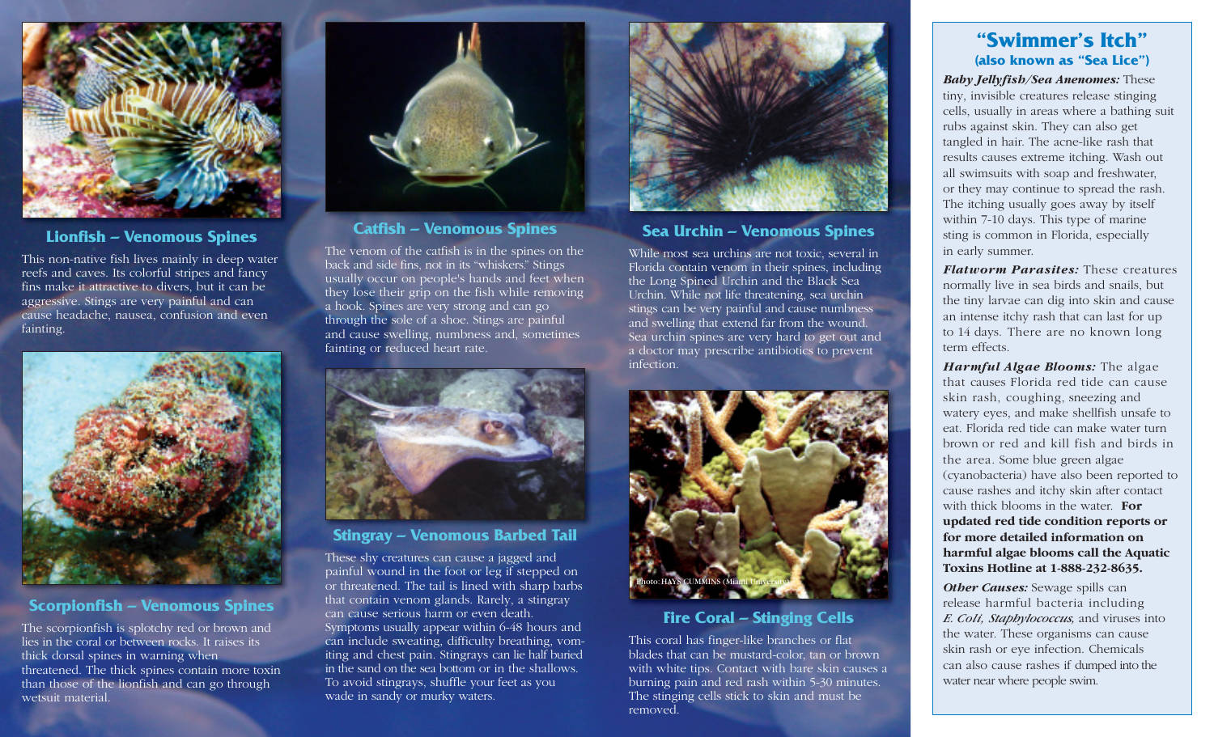## Lionfish – Venomous Spines

This non-native fish lives mainly in deep water reefs and caves. Its colorful stripes and fancy fins make it attractive to divers, but it can be aggressive. Stings are very painful and can cause headache, nausea, confusion and even fainting.

## Scorpionfish – Venomous Spines

The scorpionfish is splotchy red or brown and lies in the coral or between rocks. It raises its thick dorsal spines in warning when threatened. The thick spines contain more toxin than those of the lionfish and can go through wetsuit material.

## Catfish – Venomous Spines

The venom of the catfish is in the spines on the back and side fins, not in its "whiskers." Stings usually occur on people's hands and feet when they lose their grip on the fish while removing a hook. Spines are very strong and can go through the sole of a shoe. Stings are painful and cause swelling, numbness and, sometimes fainting or reduced heart rate.

## Stingray – Venomous Barbed Tail

These shy creatures can cause a jagged and painful wound in the foot or leg if stepped on or threatened. The tail is lined with sharp barbs that contain venom glands. Rarely, a stingray can cause serious harm or even death. Symptoms usually appear within 6-48 hours and can include sweating, difficulty breathing, vomiting and chest pain. Stingrays can lie half buried in the sand on the sea bottom or in the shallows. To avoid stingrays, shuffle your feet as you wade in sandy or murky waters.

## Sea Urchin – Venomous Spines

While most sea urchins are not toxic, several in Florida contain venom in their spines, including the Long Spined Urchin and the Black Sea Urchin. While not life threatening, sea urchin stings can be very painful and cause numbness and swelling that extend far from the wound. Sea urchin spines are very hard to get out and a doctor may prescribe antibiotics to prevent infection.

Photo: HAYS CUMMINS (Miami University)

## Fire Coral – Stinging Cells

This coral has finger-like branches or flat blades that can be mustard-color, tan or brown with white tips. Contact with bare skin causes a burning pain and red rash within 5-30 minutes. The stinging cells stick to skin and must be removed.

## "Swimmer's Itch" (also known as "Sea Lice")

***Baby Jellyfish/Sea Anenomes:*** These tiny, invisible creatures release stinging cells, usually in areas where a bathing suit rubs against skin. They can also get tangled in hair. The acne-like rash that results causes extreme itching. Wash out all swimsuits with soap and freshwater, or they may continue to spread the rash. The itching usually goes away by itself within 7-10 days. This type of marine sting is common in Florida, especially in early summer.

***Flatworm Parasites:*** These creatures normally live in sea birds and snails, but the tiny larvae can dig into skin and cause an intense itchy rash that can last for up to 14 days. There are no known long term effects.

***Harmful Algae Blooms:*** The algae that causes Florida red tide can cause skin rash, coughing, sneezing and watery eyes, and make shellfish unsafe to eat. Florida red tide can make water turn brown or red and kill fish and birds in the area. Some blue green algae (cyanobacteria) have also been reported to cause rashes and itchy skin after contact with thick blooms in the water. **For updated red tide condition reports or for more detailed information on harmful algae blooms call the Aquatic Toxins Hotline at 1-888-232-8635.**

***Other Causes:*** Sewage spills can release harmful bacteria including *E. Coli, Staphylococcus,* and viruses into the water. These organisms can cause skin rash or eye infection. Chemicals can also cause rashes if dumped into the water near where people swim.